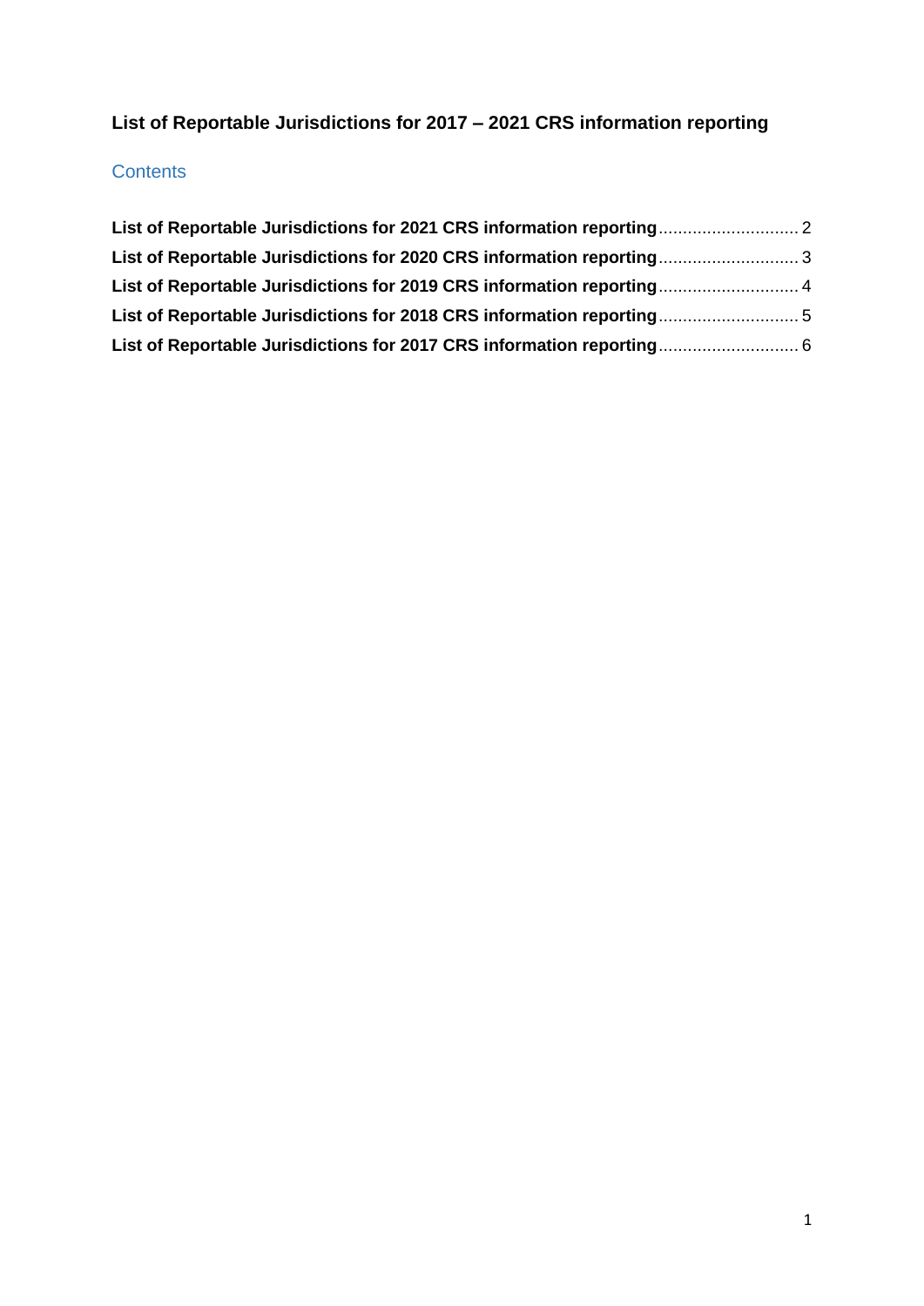# List of Reportable Jurisdictions for 2017 – 2021 CRS information reporting

## Contents

**List of Reportable Jurisdictions for 2021 CRS information reporting**............................. 2
**List of Reportable Jurisdictions for 2020 CRS information reporting**............................. 3
**List of Reportable Jurisdictions for 2019 CRS information reporting**............................. 4
**List of Reportable Jurisdictions for 2018 CRS information reporting**............................. 5
**List of Reportable Jurisdictions for 2017 CRS information reporting**............................. 6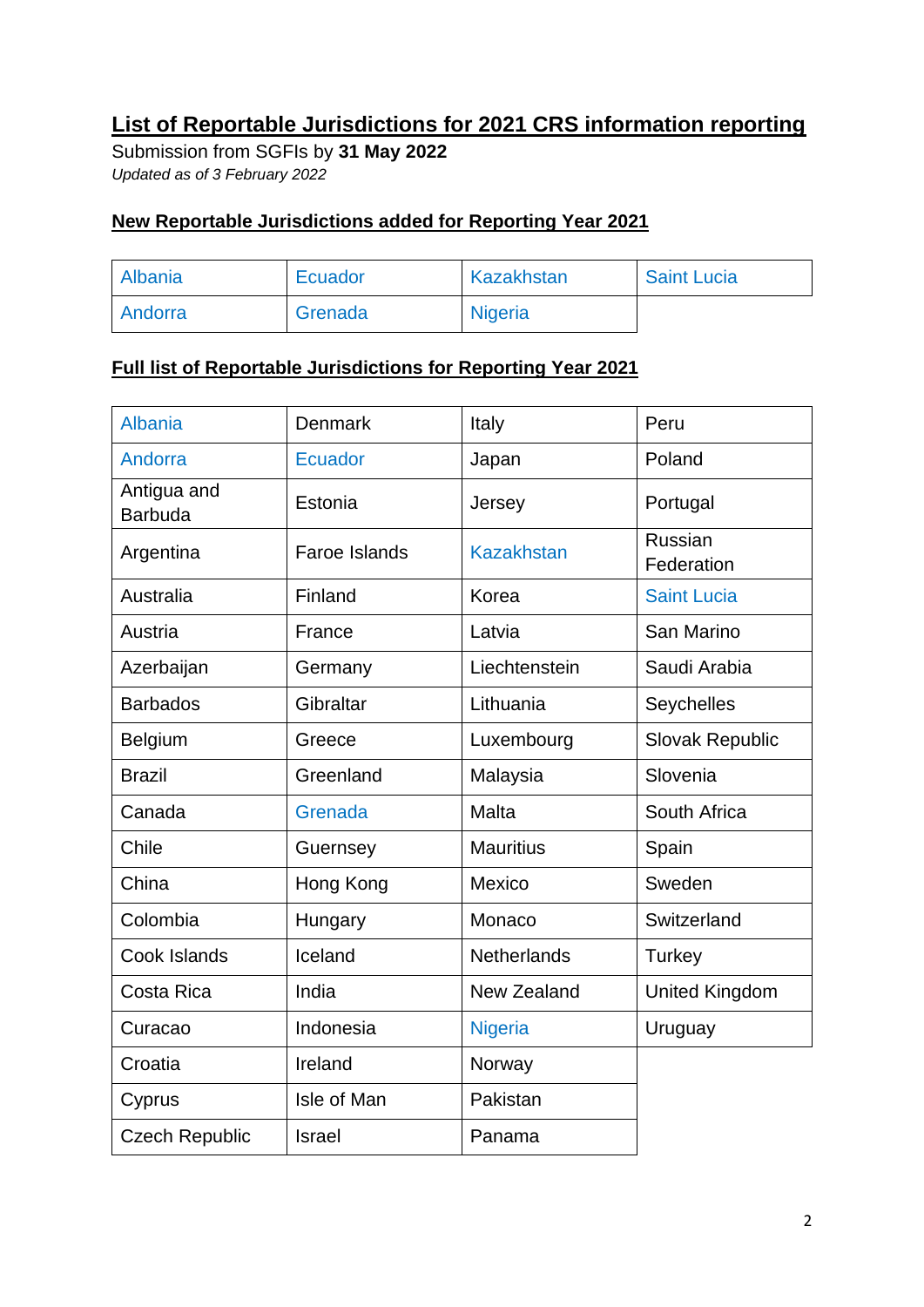## List of Reportable Jurisdictions for 2021 CRS information reporting

Submission from SGFIs by **31 May 2022**

*Updated as of 3 February 2022*

### New Reportable Jurisdictions added for Reporting Year 2021

| | | | |
|---|---|---|---|
| Albania | Ecuador | Kazakhstan | Saint Lucia |
| Andorra | Grenada | Nigeria | |

### Full list of Reportable Jurisdictions for Reporting Year 2021

| | | | |
|---|---|---|---|
| Albania | Denmark | Italy | Peru |
| Andorra | Ecuador | Japan | Poland |
| Antigua and Barbuda | Estonia | Jersey | Portugal |
| Argentina | Faroe Islands | Kazakhstan | Russian Federation |
| Australia | Finland | Korea | Saint Lucia |
| Austria | France | Latvia | San Marino |
| Azerbaijan | Germany | Liechtenstein | Saudi Arabia |
| Barbados | Gibraltar | Lithuania | Seychelles |
| Belgium | Greece | Luxembourg | Slovak Republic |
| Brazil | Greenland | Malaysia | Slovenia |
| Canada | Grenada | Malta | South Africa |
| Chile | Guernsey | Mauritius | Spain |
| China | Hong Kong | Mexico | Sweden |
| Colombia | Hungary | Monaco | Switzerland |
| Cook Islands | Iceland | Netherlands | Turkey |
| Costa Rica | India | New Zealand | United Kingdom |
| Curacao | Indonesia | Nigeria | Uruguay |
| Croatia | Ireland | Norway | |
| Cyprus | Isle of Man | Pakistan | |
| Czech Republic | Israel | Panama | |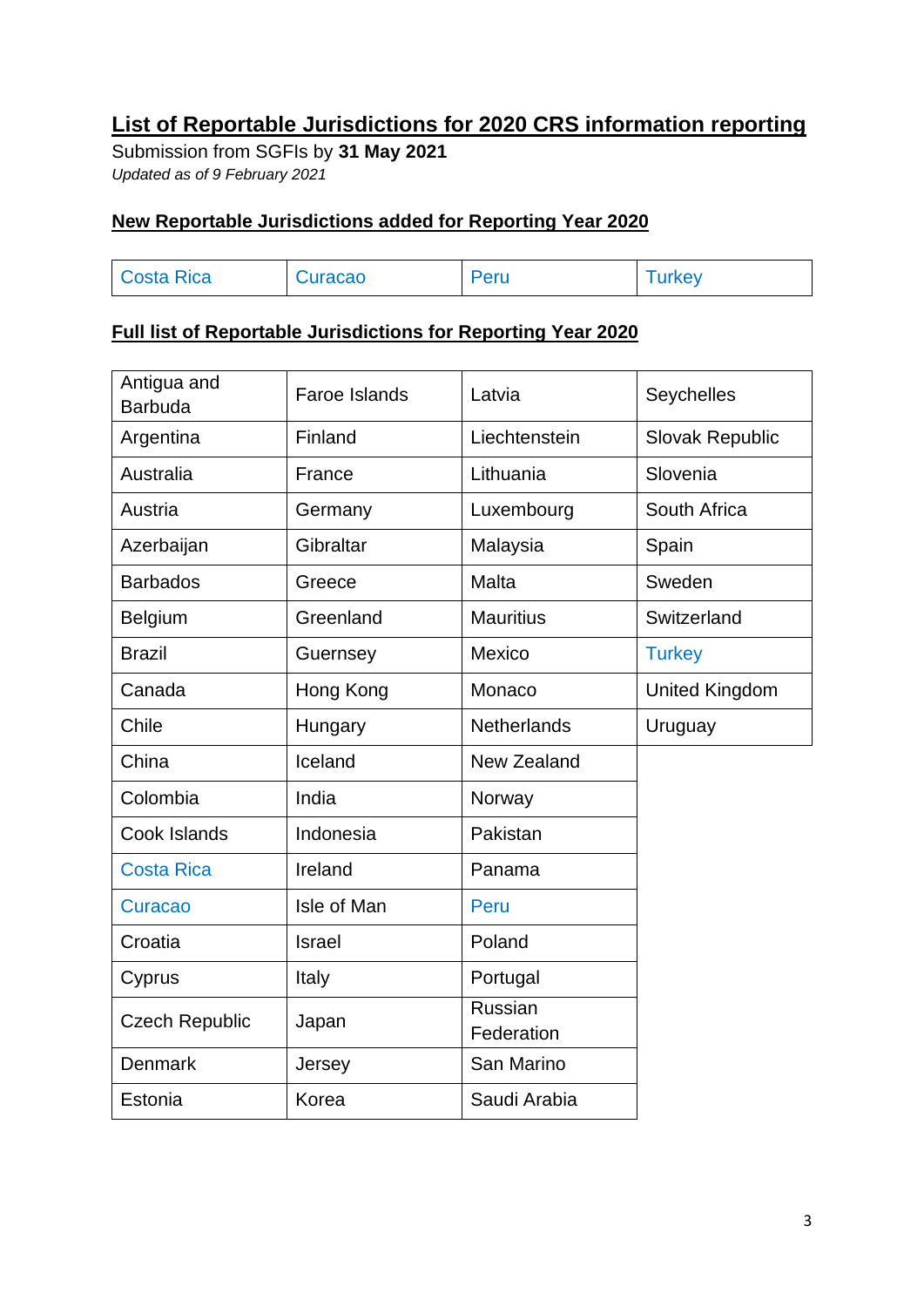# List of Reportable Jurisdictions for 2020 CRS information reporting

Submission from SGFIs by **31 May 2021**

*Updated as of 9 February 2021*

## New Reportable Jurisdictions added for Reporting Year 2020

| Costa Rica | Curacao | Peru | Turkey |
|---|---|---|---|

## Full list of Reportable Jurisdictions for Reporting Year 2020

| | | | |
|---|---|---|---|
| Antigua and Barbuda | Faroe Islands | Latvia | Seychelles |
| Argentina | Finland | Liechtenstein | Slovak Republic |
| Australia | France | Lithuania | Slovenia |
| Austria | Germany | Luxembourg | South Africa |
| Azerbaijan | Gibraltar | Malaysia | Spain |
| Barbados | Greece | Malta | Sweden |
| Belgium | Greenland | Mauritius | Switzerland |
| Brazil | Guernsey | Mexico | Turkey |
| Canada | Hong Kong | Monaco | United Kingdom |
| Chile | Hungary | Netherlands | Uruguay |
| China | Iceland | New Zealand | |
| Colombia | India | Norway | |
| Cook Islands | Indonesia | Pakistan | |
| Costa Rica | Ireland | Panama | |
| Curacao | Isle of Man | Peru | |
| Croatia | Israel | Poland | |
| Cyprus | Italy | Portugal | |
| Czech Republic | Japan | Russian Federation | |
| Denmark | Jersey | San Marino | |
| Estonia | Korea | Saudi Arabia | |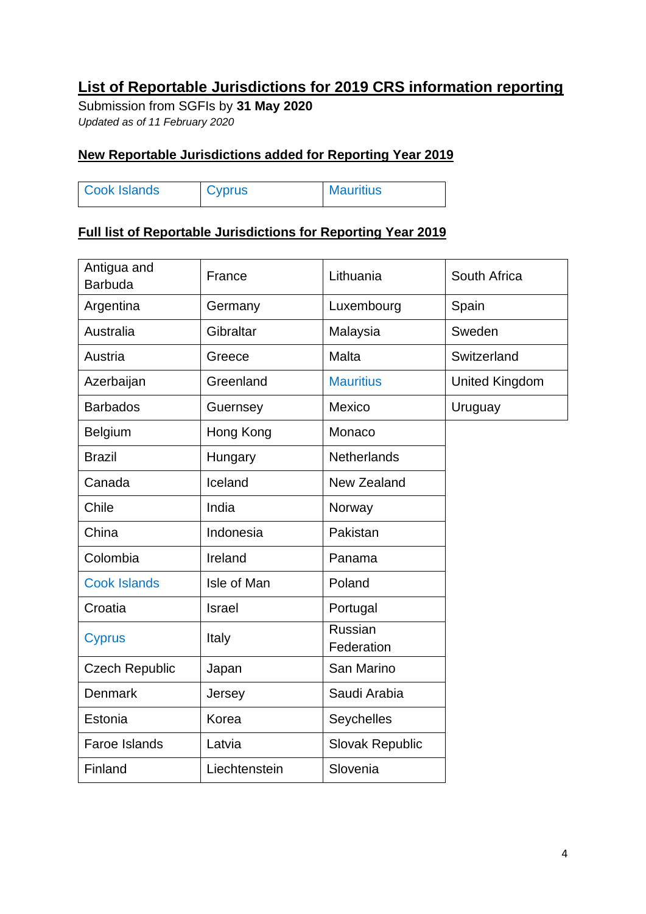## List of Reportable Jurisdictions for 2019 CRS information reporting

Submission from SGFIs by **31 May 2020**

*Updated as of 11 February 2020*

### New Reportable Jurisdictions added for Reporting Year 2019

| Cook Islands | Cyprus | Mauritius |
|---|---|---|

### Full list of Reportable Jurisdictions for Reporting Year 2019

| | | | |
|---|---|---|---|
| Antigua and Barbuda | France | Lithuania | South Africa |
| Argentina | Germany | Luxembourg | Spain |
| Australia | Gibraltar | Malaysia | Sweden |
| Austria | Greece | Malta | Switzerland |
| Azerbaijan | Greenland | Mauritius | United Kingdom |
| Barbados | Guernsey | Mexico | Uruguay |
| Belgium | Hong Kong | Monaco | |
| Brazil | Hungary | Netherlands | |
| Canada | Iceland | New Zealand | |
| Chile | India | Norway | |
| China | Indonesia | Pakistan | |
| Colombia | Ireland | Panama | |
| Cook Islands | Isle of Man | Poland | |
| Croatia | Israel | Portugal | |
| Cyprus | Italy | Russian Federation | |
| Czech Republic | Japan | San Marino | |
| Denmark | Jersey | Saudi Arabia | |
| Estonia | Korea | Seychelles | |
| Faroe Islands | Latvia | Slovak Republic | |
| Finland | Liechtenstein | Slovenia | |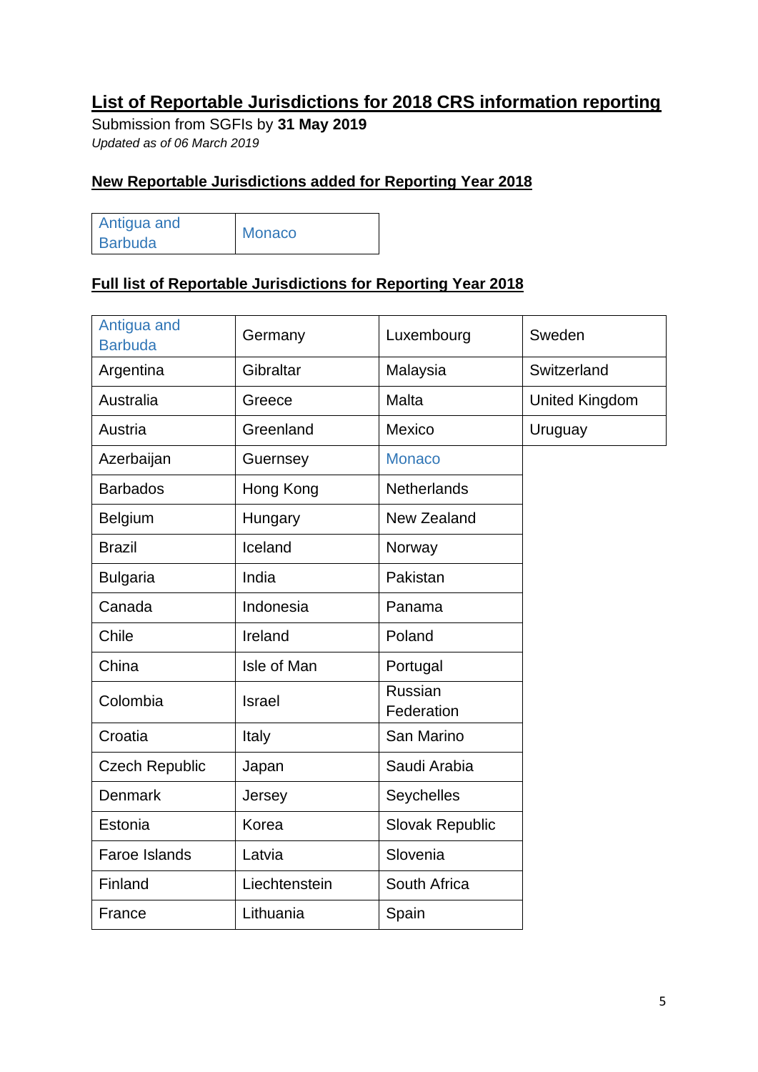## List of Reportable Jurisdictions for 2018 CRS information reporting

Submission from SGFIs by **31 May 2019**

*Updated as of 06 March 2019*

### New Reportable Jurisdictions added for Reporting Year 2018

| Antigua and Barbuda | Monaco |
|---|---|

### Full list of Reportable Jurisdictions for Reporting Year 2018

| | | | |
|---|---|---|---|
| Antigua and Barbuda | Germany | Luxembourg | Sweden |
| Argentina | Gibraltar | Malaysia | Switzerland |
| Australia | Greece | Malta | United Kingdom |
| Austria | Greenland | Mexico | Uruguay |
| Azerbaijan | Guernsey | Monaco | |
| Barbados | Hong Kong | Netherlands | |
| Belgium | Hungary | New Zealand | |
| Brazil | Iceland | Norway | |
| Bulgaria | India | Pakistan | |
| Canada | Indonesia | Panama | |
| Chile | Ireland | Poland | |
| China | Isle of Man | Portugal | |
| Colombia | Israel | Russian Federation | |
| Croatia | Italy | San Marino | |
| Czech Republic | Japan | Saudi Arabia | |
| Denmark | Jersey | Seychelles | |
| Estonia | Korea | Slovak Republic | |
| Faroe Islands | Latvia | Slovenia | |
| Finland | Liechtenstein | South Africa | |
| France | Lithuania | Spain | |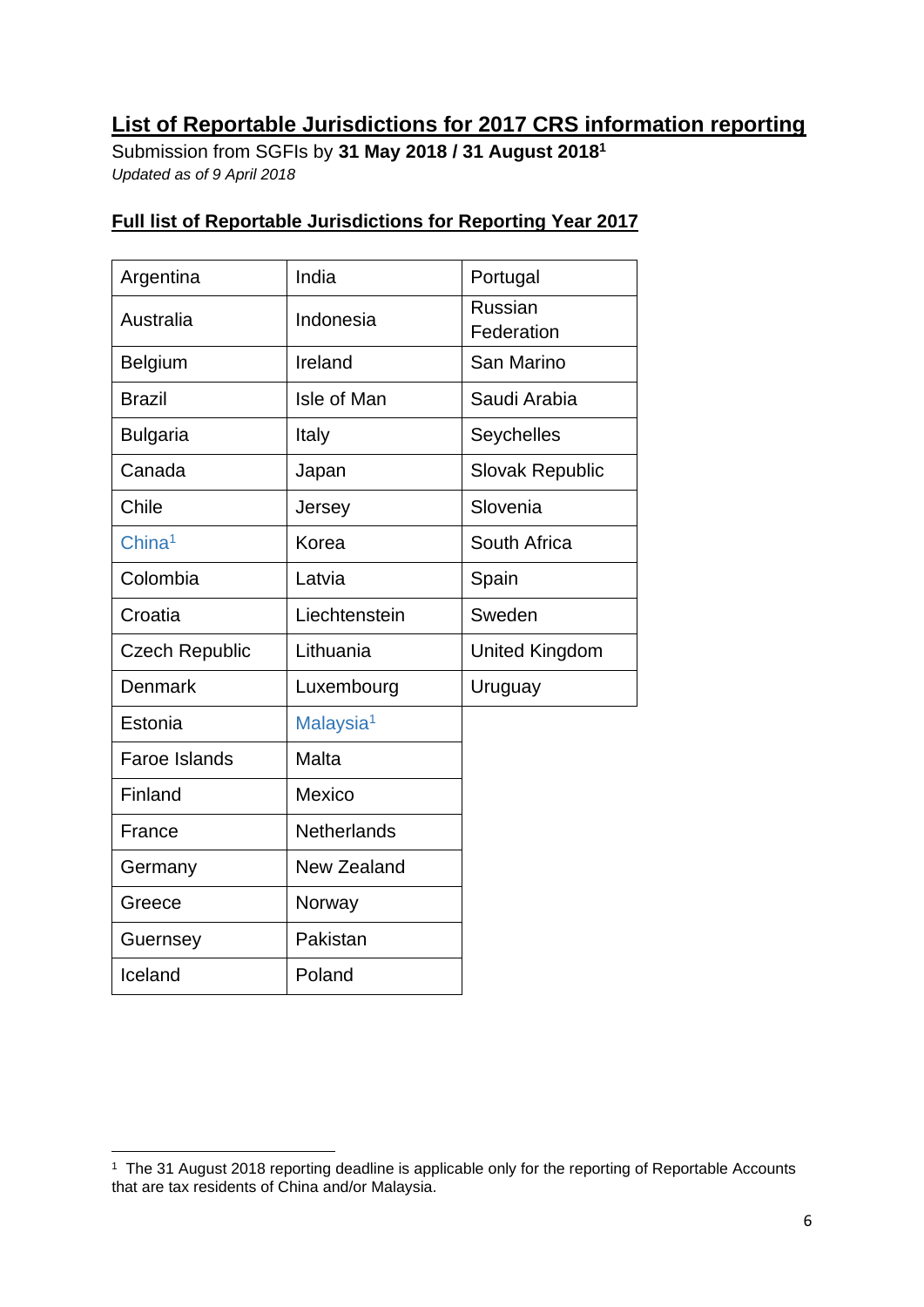## List of Reportable Jurisdictions for 2017 CRS information reporting

Submission from SGFIs by **31 May 2018 / 31 August 2018**[1]

*Updated as of 9 April 2018*

### Full list of Reportable Jurisdictions for Reporting Year 2017

| | | |
|---|---|---|
| Argentina | India | Portugal |
| Australia | Indonesia | Russian Federation |
| Belgium | Ireland | San Marino |
| Brazil | Isle of Man | Saudi Arabia |
| Bulgaria | Italy | Seychelles |
| Canada | Japan | Slovak Republic |
| Chile | Jersey | Slovenia |
| China[1] | Korea | South Africa |
| Colombia | Latvia | Spain |
| Croatia | Liechtenstein | Sweden |
| Czech Republic | Lithuania | United Kingdom |
| Denmark | Luxembourg | Uruguay |
| Estonia | Malaysia[1] | |
| Faroe Islands | Malta | |
| Finland | Mexico | |
| France | Netherlands | |
| Germany | New Zealand | |
| Greece | Norway | |
| Guernsey | Pakistan | |
| Iceland | Poland | |

[1] The 31 August 2018 reporting deadline is applicable only for the reporting of Reportable Accounts that are tax residents of China and/or Malaysia.